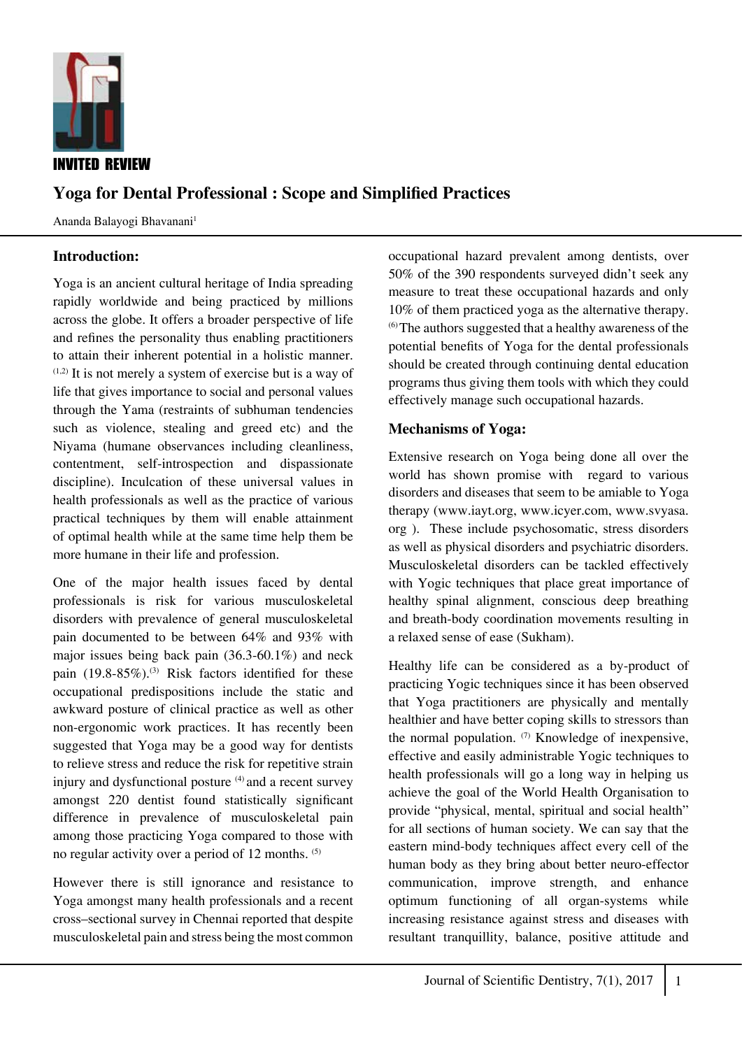INVITED REVIEW

# Yoga for Dental Professional : Scope and Simplified Practices

Ananda Balayogi Bhavanani[1]

## Introduction:

Yoga is an ancient cultural heritage of India spreading rapidly worldwide and being practiced by millions across the globe. It offers a broader perspective of life and refines the personality thus enabling practitioners to attain their inherent potential in a holistic manner. [1,2] It is not merely a system of exercise but is a way of life that gives importance to social and personal values through the Yama (restraints of subhuman tendencies such as violence, stealing and greed etc) and the Niyama (humane observances including cleanliness, contentment, self-introspection and dispassionate discipline). Inculcation of these universal values in health professionals as well as the practice of various practical techniques by them will enable attainment of optimal health while at the same time help them be more humane in their life and profession.

One of the major health issues faced by dental professionals is risk for various musculoskeletal disorders with prevalence of general musculoskeletal pain documented to be between 64% and 93% with major issues being back pain (36.3-60.1%) and neck pain (19.8-85%).[3] Risk factors identified for these occupational predispositions include the static and awkward posture of clinical practice as well as other non-ergonomic work practices. It has recently been suggested that Yoga may be a good way for dentists to relieve stress and reduce the risk for repetitive strain injury and dysfunctional posture [4] and a recent survey amongst 220 dentist found statistically significant difference in prevalence of musculoskeletal pain among those practicing Yoga compared to those with no regular activity over a period of 12 months. [5]

However there is still ignorance and resistance to Yoga amongst many health professionals and a recent cross–sectional survey in Chennai reported that despite musculoskeletal pain and stress being the most common occupational hazard prevalent among dentists, over 50% of the 390 respondents surveyed didn't seek any measure to treat these occupational hazards and only 10% of them practiced yoga as the alternative therapy. [6] The authors suggested that a healthy awareness of the potential benefits of Yoga for the dental professionals should be created through continuing dental education programs thus giving them tools with which they could effectively manage such occupational hazards.

## Mechanisms of Yoga:

Extensive research on Yoga being done all over the world has shown promise with regard to various disorders and diseases that seem to be amiable to Yoga therapy (www.iayt.org, www.icyer.com, www.svyasa.org ). These include psychosomatic, stress disorders as well as physical disorders and psychiatric disorders. Musculoskeletal disorders can be tackled effectively with Yogic techniques that place great importance of healthy spinal alignment, conscious deep breathing and breath-body coordination movements resulting in a relaxed sense of ease (Sukham).

Healthy life can be considered as a by-product of practicing Yogic techniques since it has been observed that Yoga practitioners are physically and mentally healthier and have better coping skills to stressors than the normal population. [7] Knowledge of inexpensive, effective and easily administrable Yogic techniques to health professionals will go a long way in helping us achieve the goal of the World Health Organisation to provide "physical, mental, spiritual and social health" for all sections of human society. We can say that the eastern mind-body techniques affect every cell of the human body as they bring about better neuro-effector communication, improve strength, and enhance optimum functioning of all organ-systems while increasing resistance against stress and diseases with resultant tranquillity, balance, positive attitude and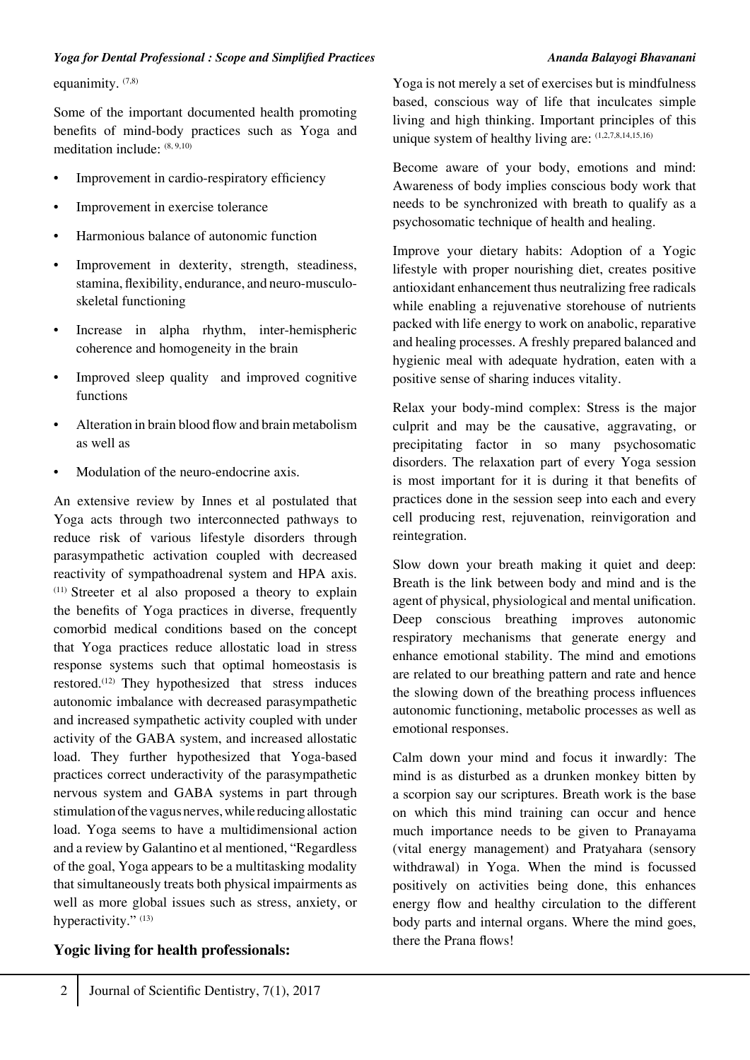equanimity. [7,8]

Some of the important documented health promoting benefits of mind-body practices such as Yoga and meditation include: [8, 9,10]

- Improvement in cardio-respiratory efficiency
- Improvement in exercise tolerance
- Harmonious balance of autonomic function
- Improvement in dexterity, strength, steadiness, stamina, flexibility, endurance, and neuro-musculo-skeletal functioning
- Increase in alpha rhythm, inter-hemispheric coherence and homogeneity in the brain
- Improved sleep quality and improved cognitive functions
- Alteration in brain blood flow and brain metabolism as well as
- Modulation of the neuro-endocrine axis.

An extensive review by Innes et al postulated that Yoga acts through two interconnected pathways to reduce risk of various lifestyle disorders through parasympathetic activation coupled with decreased reactivity of sympathoadrenal system and HPA axis. [11] Streeter et al also proposed a theory to explain the benefits of Yoga practices in diverse, frequently comorbid medical conditions based on the concept that Yoga practices reduce allostatic load in stress response systems such that optimal homeostasis is restored.[12] They hypothesized that stress induces autonomic imbalance with decreased parasympathetic and increased sympathetic activity coupled with under activity of the GABA system, and increased allostatic load. They further hypothesized that Yoga-based practices correct underactivity of the parasympathetic nervous system and GABA systems in part through stimulation of the vagus nerves, while reducing allostatic load. Yoga seems to have a multidimensional action and a review by Galantino et al mentioned, "Regardless of the goal, Yoga appears to be a multitasking modality that simultaneously treats both physical impairments as well as more global issues such as stress, anxiety, or hyperactivity." [13]

## Yogic living for health professionals:

Yoga is not merely a set of exercises but is mindfulness based, conscious way of life that inculcates simple living and high thinking. Important principles of this unique system of healthy living are: [1,2,7,8,14,15,16]

Become aware of your body, emotions and mind: Awareness of body implies conscious body work that needs to be synchronized with breath to qualify as a psychosomatic technique of health and healing.

Improve your dietary habits: Adoption of a Yogic lifestyle with proper nourishing diet, creates positive antioxidant enhancement thus neutralizing free radicals while enabling a rejuvenative storehouse of nutrients packed with life energy to work on anabolic, reparative and healing processes. A freshly prepared balanced and hygienic meal with adequate hydration, eaten with a positive sense of sharing induces vitality.

Relax your body-mind complex: Stress is the major culprit and may be the causative, aggravating, or precipitating factor in so many psychosomatic disorders. The relaxation part of every Yoga session is most important for it is during it that benefits of practices done in the session seep into each and every cell producing rest, rejuvenation, reinvigoration and reintegration.

Slow down your breath making it quiet and deep: Breath is the link between body and mind and is the agent of physical, physiological and mental unification. Deep conscious breathing improves autonomic respiratory mechanisms that generate energy and enhance emotional stability. The mind and emotions are related to our breathing pattern and rate and hence the slowing down of the breathing process influences autonomic functioning, metabolic processes as well as emotional responses.

Calm down your mind and focus it inwardly: The mind is as disturbed as a drunken monkey bitten by a scorpion say our scriptures. Breath work is the base on which this mind training can occur and hence much importance needs to be given to Pranayama (vital energy management) and Pratyahara (sensory withdrawal) in Yoga. When the mind is focussed positively on activities being done, this enhances energy flow and healthy circulation to the different body parts and internal organs. Where the mind goes, there the Prana flows!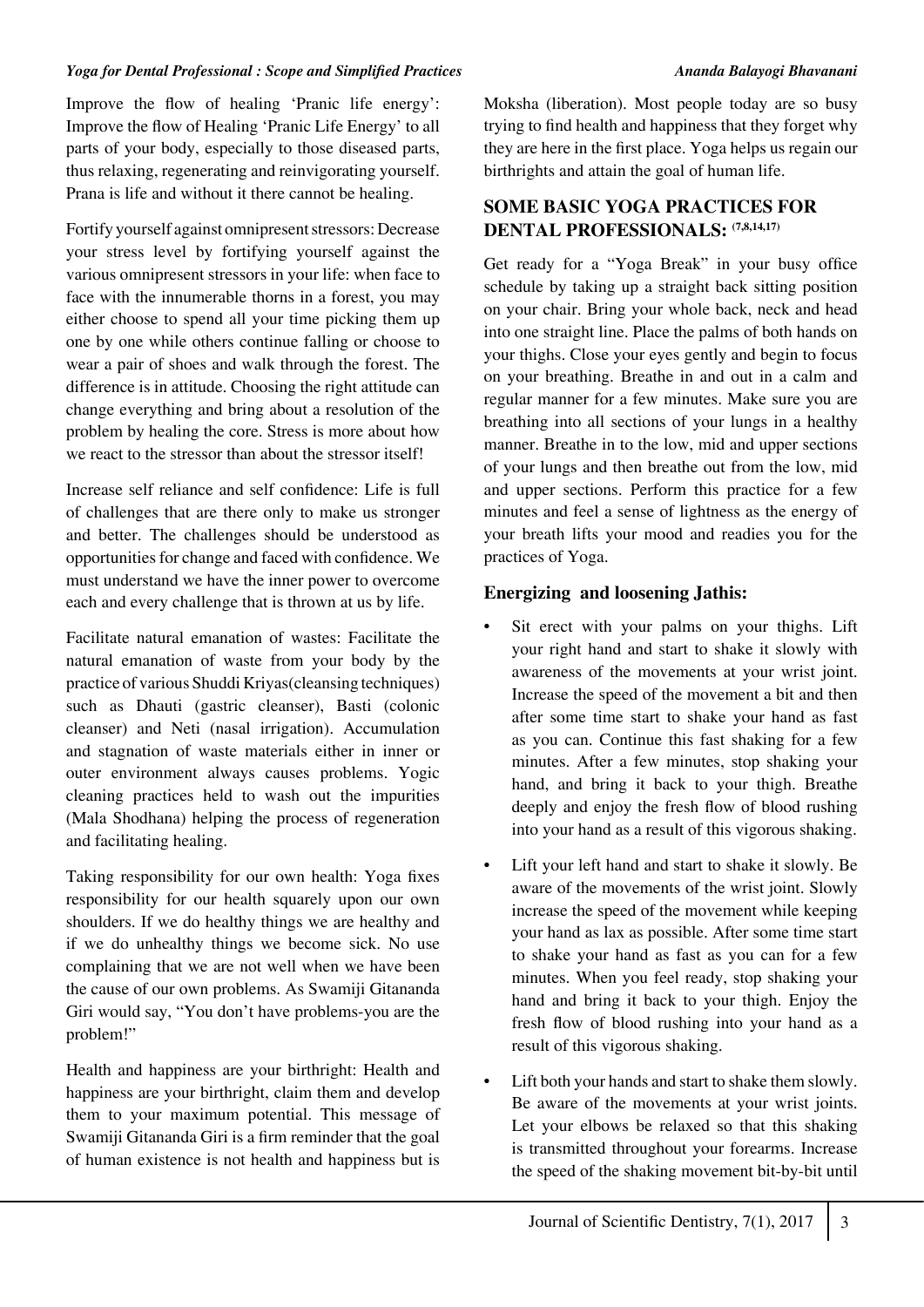Improve the flow of healing 'Pranic life energy': Improve the flow of Healing 'Pranic Life Energy' to all parts of your body, especially to those diseased parts, thus relaxing, regenerating and reinvigorating yourself. Prana is life and without it there cannot be healing.

Fortify yourself against omnipresent stressors: Decrease your stress level by fortifying yourself against the various omnipresent stressors in your life: when face to face with the innumerable thorns in a forest, you may either choose to spend all your time picking them up one by one while others continue falling or choose to wear a pair of shoes and walk through the forest. The difference is in attitude. Choosing the right attitude can change everything and bring about a resolution of the problem by healing the core. Stress is more about how we react to the stressor than about the stressor itself!

Increase self reliance and self confidence: Life is full of challenges that are there only to make us stronger and better. The challenges should be understood as opportunities for change and faced with confidence. We must understand we have the inner power to overcome each and every challenge that is thrown at us by life.

Facilitate natural emanation of wastes: Facilitate the natural emanation of waste from your body by the practice of various Shuddi Kriyas(cleansing techniques) such as Dhauti (gastric cleanser), Basti (colonic cleanser) and Neti (nasal irrigation). Accumulation and stagnation of waste materials either in inner or outer environment always causes problems. Yogic cleaning practices held to wash out the impurities (Mala Shodhana) helping the process of regeneration and facilitating healing.

Taking responsibility for our own health: Yoga fixes responsibility for our health squarely upon our own shoulders. If we do healthy things we are healthy and if we do unhealthy things we become sick. No use complaining that we are not well when we have been the cause of our own problems. As Swamiji Gitananda Giri would say, "You don't have problems-you are the problem!"

Health and happiness are your birthright: Health and happiness are your birthright, claim them and develop them to your maximum potential. This message of Swamiji Gitananda Giri is a firm reminder that the goal of human existence is not health and happiness but is Moksha (liberation). Most people today are so busy trying to find health and happiness that they forget why they are here in the first place. Yoga helps us regain our birthrights and attain the goal of human life.

## SOME BASIC YOGA PRACTICES FOR DENTAL PROFESSIONALS: [7,8,14,17]

Get ready for a "Yoga Break" in your busy office schedule by taking up a straight back sitting position on your chair. Bring your whole back, neck and head into one straight line. Place the palms of both hands on your thighs. Close your eyes gently and begin to focus on your breathing. Breathe in and out in a calm and regular manner for a few minutes. Make sure you are breathing into all sections of your lungs in a healthy manner. Breathe in to the low, mid and upper sections of your lungs and then breathe out from the low, mid and upper sections. Perform this practice for a few minutes and feel a sense of lightness as the energy of your breath lifts your mood and readies you for the practices of Yoga.

### Energizing and loosening Jathis:

- Sit erect with your palms on your thighs. Lift your right hand and start to shake it slowly with awareness of the movements at your wrist joint. Increase the speed of the movement a bit and then after some time start to shake your hand as fast as you can. Continue this fast shaking for a few minutes. After a few minutes, stop shaking your hand, and bring it back to your thigh. Breathe deeply and enjoy the fresh flow of blood rushing into your hand as a result of this vigorous shaking.
- Lift your left hand and start to shake it slowly. Be aware of the movements of the wrist joint. Slowly increase the speed of the movement while keeping your hand as lax as possible. After some time start to shake your hand as fast as you can for a few minutes. When you feel ready, stop shaking your hand and bring it back to your thigh. Enjoy the fresh flow of blood rushing into your hand as a result of this vigorous shaking.
- Lift both your hands and start to shake them slowly. Be aware of the movements at your wrist joints. Let your elbows be relaxed so that this shaking is transmitted throughout your forearms. Increase the speed of the shaking movement bit-by-bit until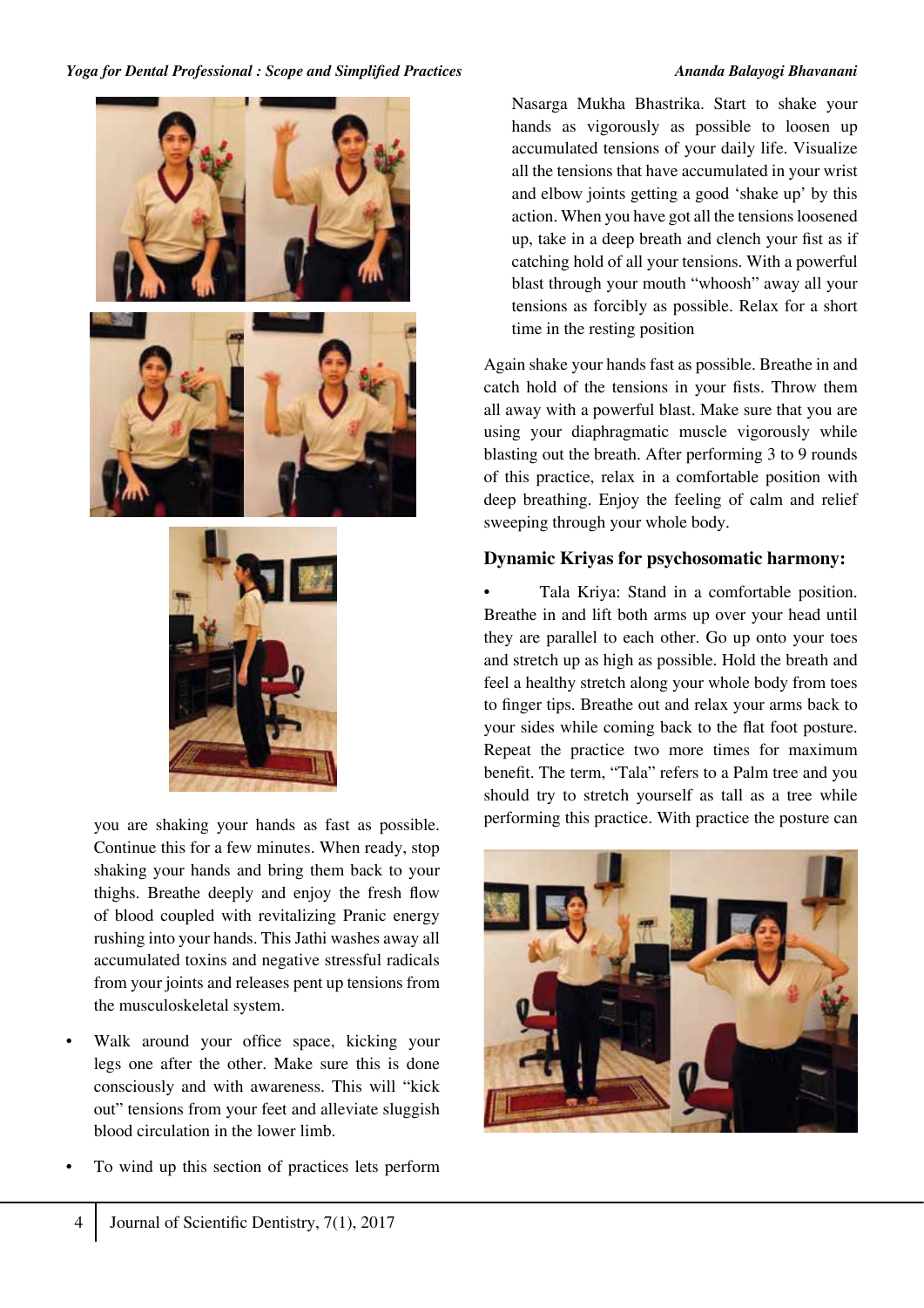you are shaking your hands as fast as possible. Continue this for a few minutes. When ready, stop shaking your hands and bring them back to your thighs. Breathe deeply and enjoy the fresh flow of blood coupled with revitalizing Pranic energy rushing into your hands. This Jathi washes away all accumulated toxins and negative stressful radicals from your joints and releases pent up tensions from the musculoskeletal system.

- Walk around your office space, kicking your legs one after the other. Make sure this is done consciously and with awareness. This will "kick out" tensions from your feet and alleviate sluggish blood circulation in the lower limb.
- To wind up this section of practices lets perform Nasarga Mukha Bhastrika. Start to shake your hands as vigorously as possible to loosen up accumulated tensions of your daily life. Visualize all the tensions that have accumulated in your wrist and elbow joints getting a good 'shake up' by this action. When you have got all the tensions loosened up, take in a deep breath and clench your fist as if catching hold of all your tensions. With a powerful blast through your mouth "whoosh" away all your tensions as forcibly as possible. Relax for a short time in the resting position

Again shake your hands fast as possible. Breathe in and catch hold of the tensions in your fists. Throw them all away with a powerful blast. Make sure that you are using your diaphragmatic muscle vigorously while blasting out the breath. After performing 3 to 9 rounds of this practice, relax in a comfortable position with deep breathing. Enjoy the feeling of calm and relief sweeping through your whole body.

### Dynamic Kriyas for psychosomatic harmony:

- Tala Kriya: Stand in a comfortable position. Breathe in and lift both arms up over your head until they are parallel to each other. Go up onto your toes and stretch up as high as possible. Hold the breath and feel a healthy stretch along your whole body from toes to finger tips. Breathe out and relax your arms back to your sides while coming back to the flat foot posture. Repeat the practice two more times for maximum benefit. The term, "Tala" refers to a Palm tree and you should try to stretch yourself as tall as a tree while performing this practice. With practice the posture can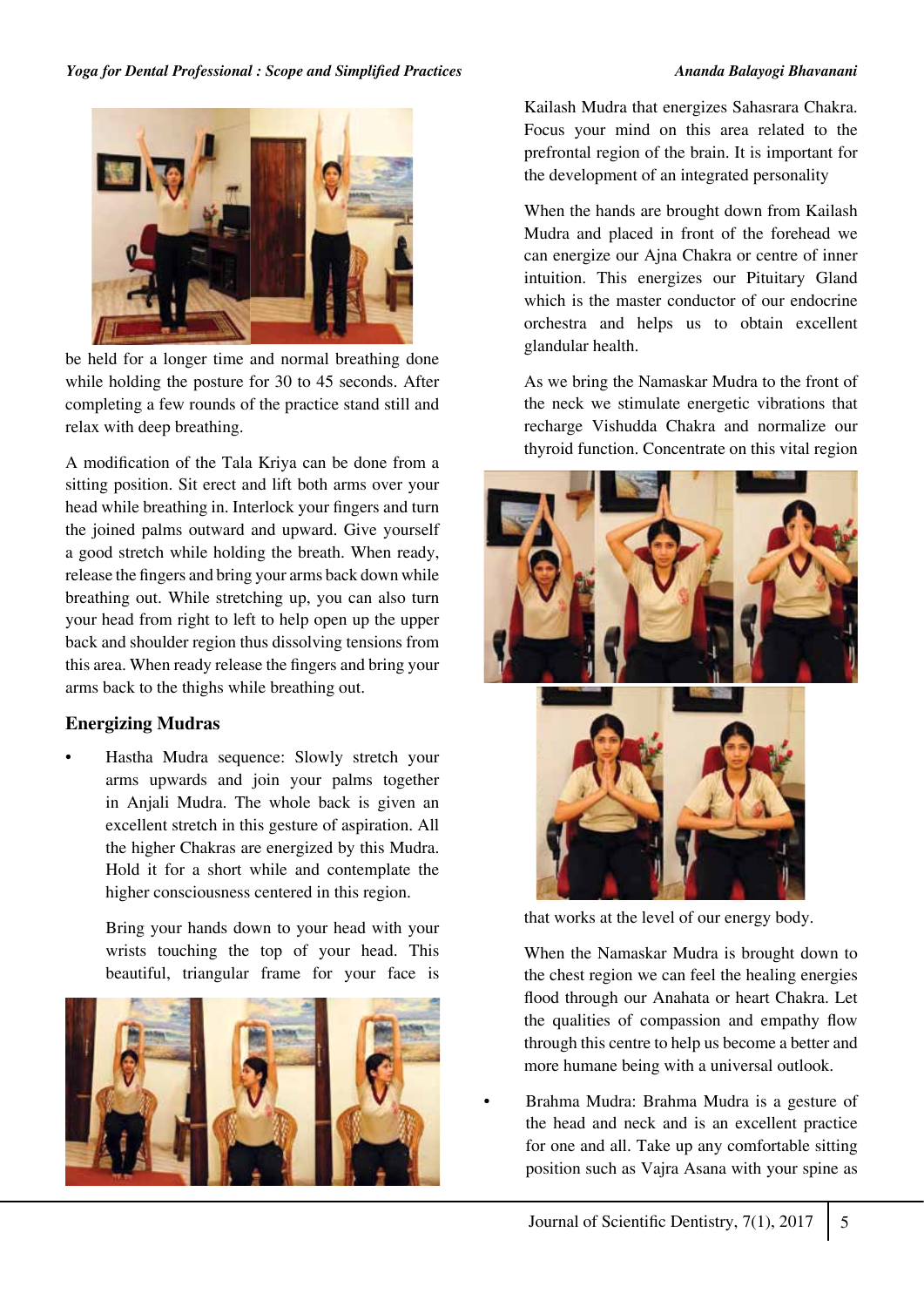be held for a longer time and normal breathing done while holding the posture for 30 to 45 seconds. After completing a few rounds of the practice stand still and relax with deep breathing.

A modification of the Tala Kriya can be done from a sitting position. Sit erect and lift both arms over your head while breathing in. Interlock your fingers and turn the joined palms outward and upward. Give yourself a good stretch while holding the breath. When ready, release the fingers and bring your arms back down while breathing out. While stretching up, you can also turn your head from right to left to help open up the upper back and shoulder region thus dissolving tensions from this area. When ready release the fingers and bring your arms back to the thighs while breathing out.

### Energizing Mudras

- Hastha Mudra sequence: Slowly stretch your arms upwards and join your palms together in Anjali Mudra. The whole back is given an excellent stretch in this gesture of aspiration. All the higher Chakras are energized by this Mudra. Hold it for a short while and contemplate the higher consciousness centered in this region.

  Bring your hands down to your head with your wrists touching the top of your head. This beautiful, triangular frame for your face is Kailash Mudra that energizes Sahasrara Chakra. Focus your mind on this area related to the prefrontal region of the brain. It is important for the development of an integrated personality

  When the hands are brought down from Kailash Mudra and placed in front of the forehead we can energize our Ajna Chakra or centre of inner intuition. This energizes our Pituitary Gland which is the master conductor of our endocrine orchestra and helps us to obtain excellent glandular health.

  As we bring the Namaskar Mudra to the front of the neck we stimulate energetic vibrations that recharge Vishudda Chakra and normalize our thyroid function. Concentrate on this vital region that works at the level of our energy body.

  When the Namaskar Mudra is brought down to the chest region we can feel the healing energies flood through our Anahata or heart Chakra. Let the qualities of compassion and empathy flow through this centre to help us become a better and more humane being with a universal outlook.

- Brahma Mudra: Brahma Mudra is a gesture of the head and neck and is an excellent practice for one and all. Take up any comfortable sitting position such as Vajra Asana with your spine as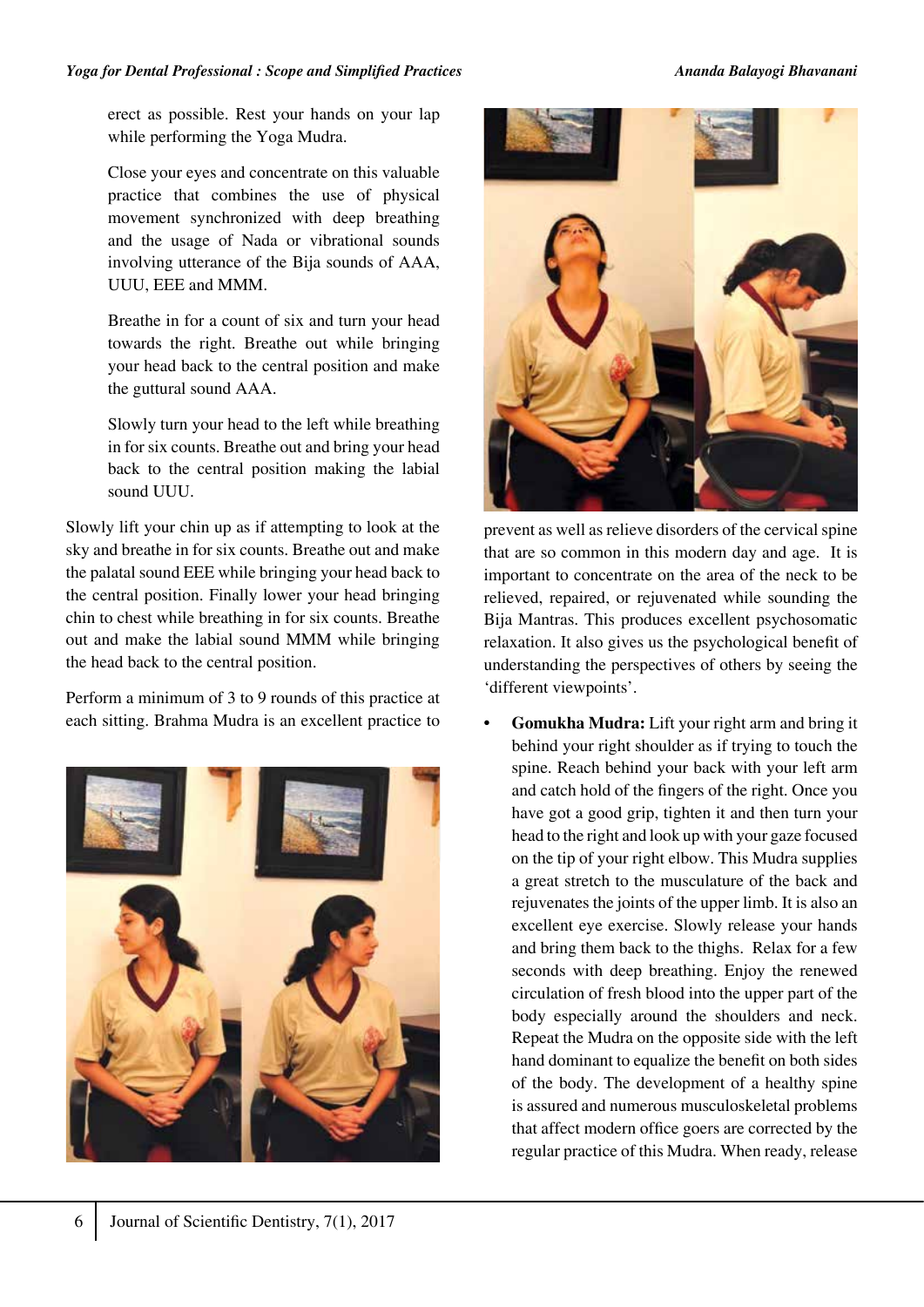erect as possible. Rest your hands on your lap while performing the Yoga Mudra.

Close your eyes and concentrate on this valuable practice that combines the use of physical movement synchronized with deep breathing and the usage of Nada or vibrational sounds involving utterance of the Bija sounds of AAA, UUU, EEE and MMM.

Breathe in for a count of six and turn your head towards the right. Breathe out while bringing your head back to the central position and make the guttural sound AAA.

Slowly turn your head to the left while breathing in for six counts. Breathe out and bring your head back to the central position making the labial sound UUU.

Slowly lift your chin up as if attempting to look at the sky and breathe in for six counts. Breathe out and make the palatal sound EEE while bringing your head back to the central position. Finally lower your head bringing chin to chest while breathing in for six counts. Breathe out and make the labial sound MMM while bringing the head back to the central position.

Perform a minimum of 3 to 9 rounds of this practice at each sitting. Brahma Mudra is an excellent practice to prevent as well as relieve disorders of the cervical spine that are so common in this modern day and age. It is important to concentrate on the area of the neck to be relieved, repaired, or rejuvenated while sounding the Bija Mantras. This produces excellent psychosomatic relaxation. It also gives us the psychological benefit of understanding the perspectives of others by seeing the 'different viewpoints'.

- **Gomukha Mudra:** Lift your right arm and bring it behind your right shoulder as if trying to touch the spine. Reach behind your back with your left arm and catch hold of the fingers of the right. Once you have got a good grip, tighten it and then turn your head to the right and look up with your gaze focused on the tip of your right elbow. This Mudra supplies a great stretch to the musculature of the back and rejuvenates the joints of the upper limb. It is also an excellent eye exercise. Slowly release your hands and bring them back to the thighs. Relax for a few seconds with deep breathing. Enjoy the renewed circulation of fresh blood into the upper part of the body especially around the shoulders and neck. Repeat the Mudra on the opposite side with the left hand dominant to equalize the benefit on both sides of the body. The development of a healthy spine is assured and numerous musculoskeletal problems that affect modern office goers are corrected by the regular practice of this Mudra. When ready, release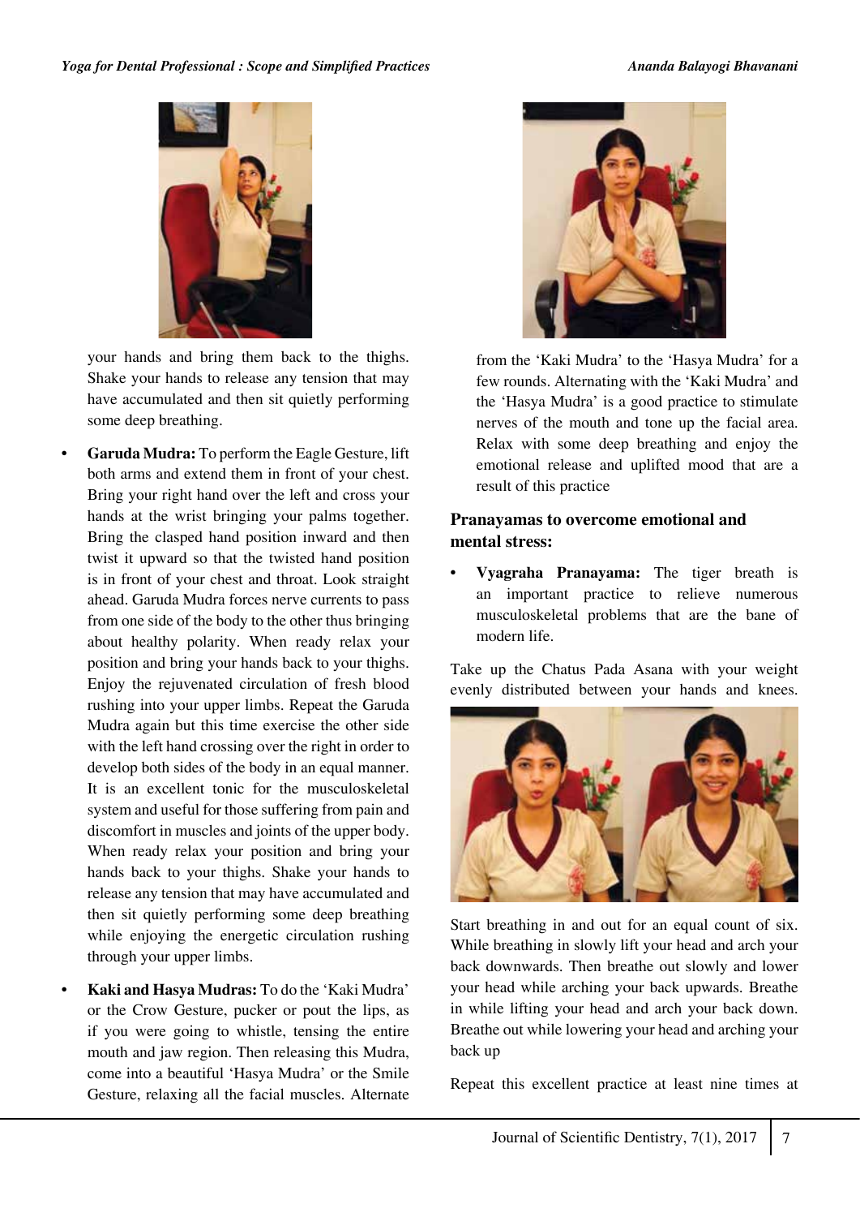your hands and bring them back to the thighs. Shake your hands to release any tension that may have accumulated and then sit quietly performing some deep breathing.

- **Garuda Mudra:** To perform the Eagle Gesture, lift both arms and extend them in front of your chest. Bring your right hand over the left and cross your hands at the wrist bringing your palms together. Bring the clasped hand position inward and then twist it upward so that the twisted hand position is in front of your chest and throat. Look straight ahead. Garuda Mudra forces nerve currents to pass from one side of the body to the other thus bringing about healthy polarity. When ready relax your position and bring your hands back to your thighs. Enjoy the rejuvenated circulation of fresh blood rushing into your upper limbs. Repeat the Garuda Mudra again but this time exercise the other side with the left hand crossing over the right in order to develop both sides of the body in an equal manner. It is an excellent tonic for the musculoskeletal system and useful for those suffering from pain and discomfort in muscles and joints of the upper body. When ready relax your position and bring your hands back to your thighs. Shake your hands to release any tension that may have accumulated and then sit quietly performing some deep breathing while enjoying the energetic circulation rushing through your upper limbs.

- **Kaki and Hasya Mudras:** To do the 'Kaki Mudra' or the Crow Gesture, pucker or pout the lips, as if you were going to whistle, tensing the entire mouth and jaw region. Then releasing this Mudra, come into a beautiful 'Hasya Mudra' or the Smile Gesture, relaxing all the facial muscles. Alternate from the 'Kaki Mudra' to the 'Hasya Mudra' for a few rounds. Alternating with the 'Kaki Mudra' and the 'Hasya Mudra' is a good practice to stimulate nerves of the mouth and tone up the facial area. Relax with some deep breathing and enjoy the emotional release and uplifted mood that are a result of this practice

### Pranayamas to overcome emotional and mental stress:

- **Vyagraha Pranayama:** The tiger breath is an important practice to relieve numerous musculoskeletal problems that are the bane of modern life.

Take up the Chatus Pada Asana with your weight evenly distributed between your hands and knees.

Start breathing in and out for an equal count of six. While breathing in slowly lift your head and arch your back downwards. Then breathe out slowly and lower your head while arching your back upwards. Breathe in while lifting your head and arch your back down. Breathe out while lowering your head and arching your back up

Repeat this excellent practice at least nine times at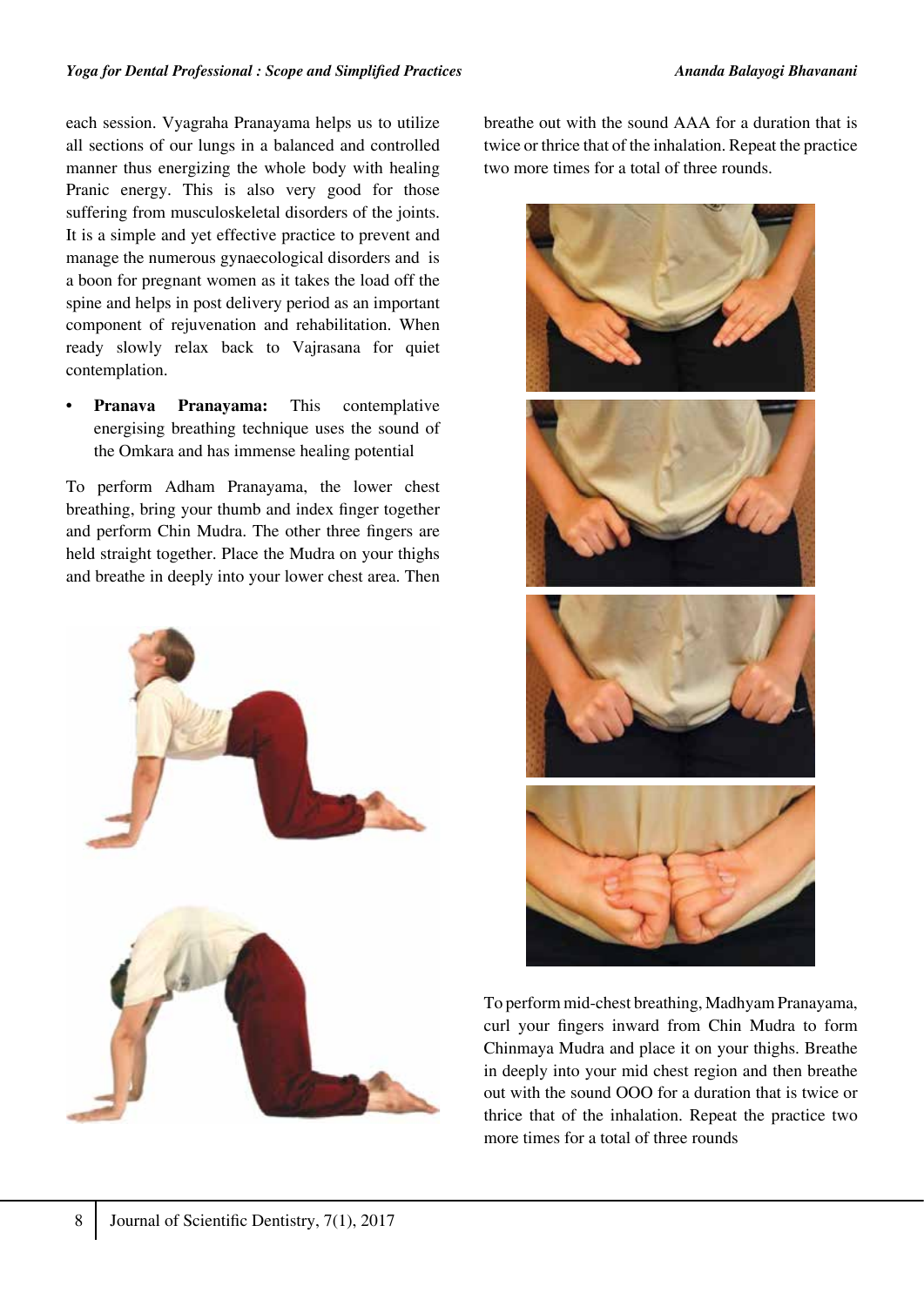each session. Vyagraha Pranayama helps us to utilize all sections of our lungs in a balanced and controlled manner thus energizing the whole body with healing Pranic energy. This is also very good for those suffering from musculoskeletal disorders of the joints. It is a simple and yet effective practice to prevent and manage the numerous gynaecological disorders and is a boon for pregnant women as it takes the load off the spine and helps in post delivery period as an important component of rejuvenation and rehabilitation. When ready slowly relax back to Vajrasana for quiet contemplation.

- **Pranava Pranayama:** This contemplative energising breathing technique uses the sound of the Omkara and has immense healing potential

To perform Adham Pranayama, the lower chest breathing, bring your thumb and index finger together and perform Chin Mudra. The other three fingers are held straight together. Place the Mudra on your thighs and breathe in deeply into your lower chest area. Then breathe out with the sound AAA for a duration that is twice or thrice that of the inhalation. Repeat the practice two more times for a total of three rounds.

To perform mid-chest breathing, Madhyam Pranayama, curl your fingers inward from Chin Mudra to form Chinmaya Mudra and place it on your thighs. Breathe in deeply into your mid chest region and then breathe out with the sound OOO for a duration that is twice or thrice that of the inhalation. Repeat the practice two more times for a total of three rounds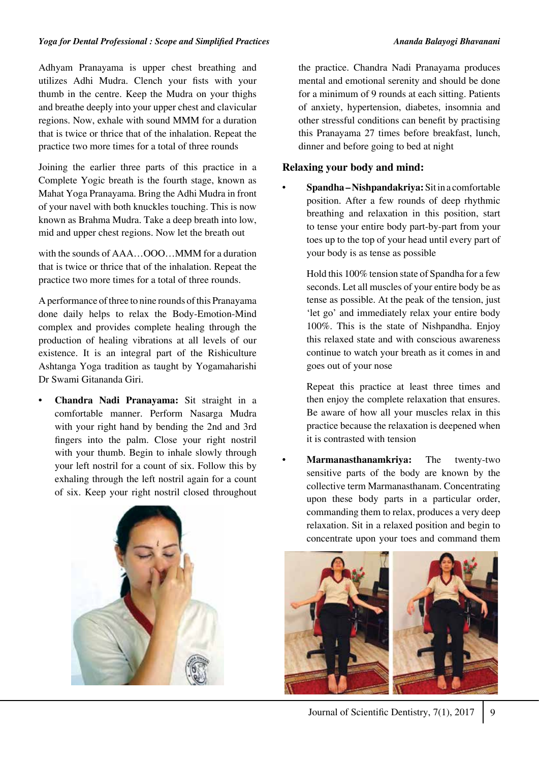Adhyam Pranayama is upper chest breathing and utilizes Adhi Mudra. Clench your fists with your thumb in the centre. Keep the Mudra on your thighs and breathe deeply into your upper chest and clavicular regions. Now, exhale with sound MMM for a duration that is twice or thrice that of the inhalation. Repeat the practice two more times for a total of three rounds

Joining the earlier three parts of this practice in a Complete Yogic breath is the fourth stage, known as Mahat Yoga Pranayama. Bring the Adhi Mudra in front of your navel with both knuckles touching. This is now known as Brahma Mudra. Take a deep breath into low, mid and upper chest regions. Now let the breath out

with the sounds of AAA…OOO…MMM for a duration that is twice or thrice that of the inhalation. Repeat the practice two more times for a total of three rounds.

A performance of three to nine rounds of this Pranayama done daily helps to relax the Body-Emotion-Mind complex and provides complete healing through the production of healing vibrations at all levels of our existence. It is an integral part of the Rishiculture Ashtanga Yoga tradition as taught by Yogamaharishi Dr Swami Gitananda Giri.

- **Chandra Nadi Pranayama:** Sit straight in a comfortable manner. Perform Nasarga Mudra with your right hand by bending the 2nd and 3rd fingers into the palm. Close your right nostril with your thumb. Begin to inhale slowly through your left nostril for a count of six. Follow this by exhaling through the left nostril again for a count of six. Keep your right nostril closed throughout the practice. Chandra Nadi Pranayama produces mental and emotional serenity and should be done for a minimum of 9 rounds at each sitting. Patients of anxiety, hypertension, diabetes, insomnia and other stressful conditions can benefit by practising this Pranayama 27 times before breakfast, lunch, dinner and before going to bed at night

## Relaxing your body and mind:

- **Spandha – Nishpandakriya:** Sit in a comfortable position. After a few rounds of deep rhythmic breathing and relaxation in this position, start to tense your entire body part-by-part from your toes up to the top of your head until every part of your body is as tense as possible

  Hold this 100% tension state of Spandha for a few seconds. Let all muscles of your entire body be as tense as possible. At the peak of the tension, just 'let go' and immediately relax your entire body 100%. This is the state of Nishpandha. Enjoy this relaxed state and with conscious awareness continue to watch your breath as it comes in and goes out of your nose

  Repeat this practice at least three times and then enjoy the complete relaxation that ensures. Be aware of how all your muscles relax in this practice because the relaxation is deepened when it is contrasted with tension

- **Marmanasthanamkriya:** The twenty-two sensitive parts of the body are known by the collective term Marmanasthanam. Concentrating upon these body parts in a particular order, commanding them to relax, produces a very deep relaxation. Sit in a relaxed position and begin to concentrate upon your toes and command them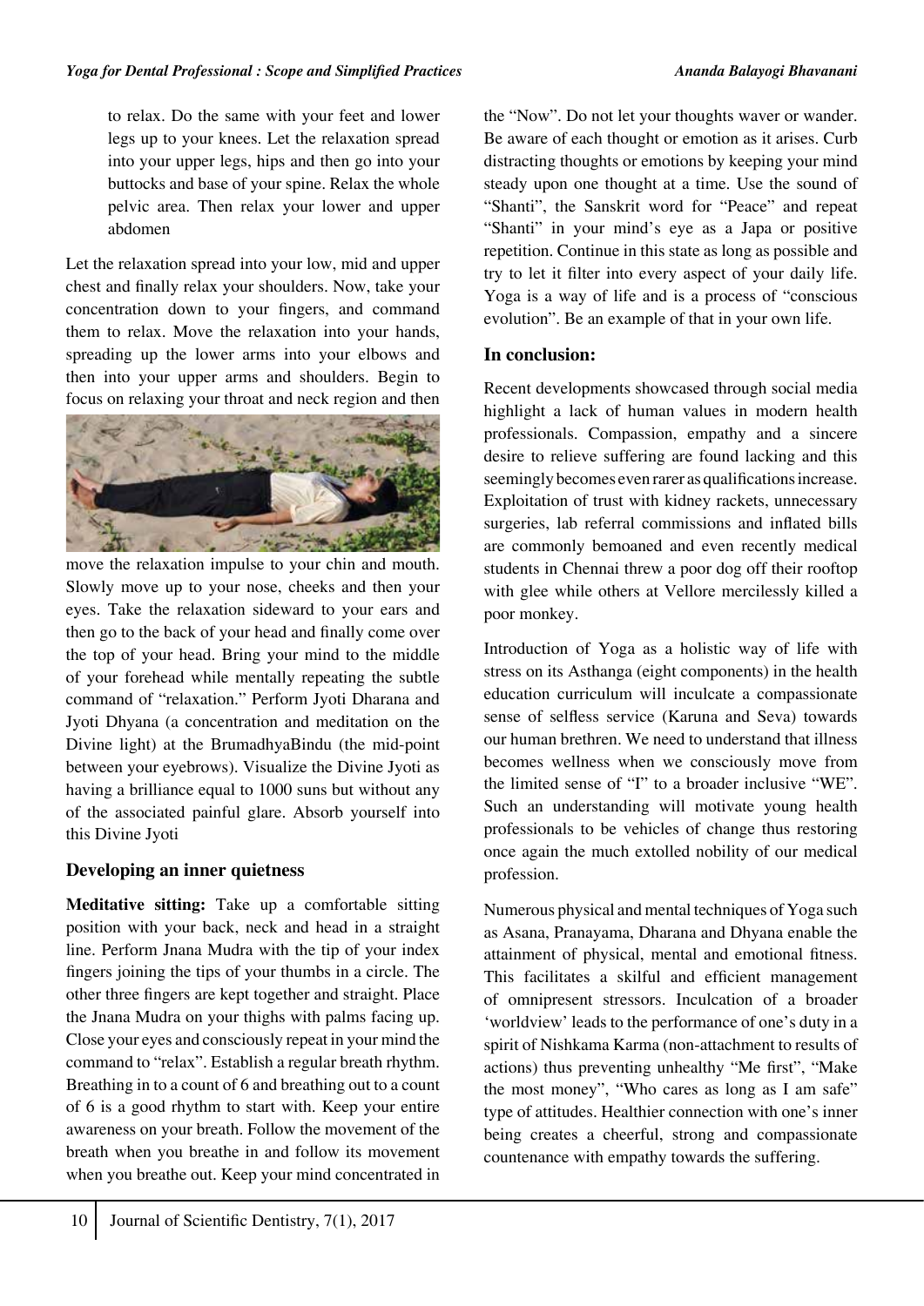to relax. Do the same with your feet and lower legs up to your knees. Let the relaxation spread into your upper legs, hips and then go into your buttocks and base of your spine. Relax the whole pelvic area. Then relax your lower and upper abdomen

Let the relaxation spread into your low, mid and upper chest and finally relax your shoulders. Now, take your concentration down to your fingers, and command them to relax. Move the relaxation into your hands, spreading up the lower arms into your elbows and then into your upper arms and shoulders. Begin to focus on relaxing your throat and neck region and then move the relaxation impulse to your chin and mouth. Slowly move up to your nose, cheeks and then your eyes. Take the relaxation sideward to your ears and then go to the back of your head and finally come over the top of your head. Bring your mind to the middle of your forehead while mentally repeating the subtle command of "relaxation." Perform Jyoti Dharana and Jyoti Dhyana (a concentration and meditation on the Divine light) at the BrumadhyaBindu (the mid-point between your eyebrows). Visualize the Divine Jyoti as having a brilliance equal to 1000 suns but without any of the associated painful glare. Absorb yourself into this Divine Jyoti

### Developing an inner quietness

**Meditative sitting:** Take up a comfortable sitting position with your back, neck and head in a straight line. Perform Jnana Mudra with the tip of your index fingers joining the tips of your thumbs in a circle. The other three fingers are kept together and straight. Place the Jnana Mudra on your thighs with palms facing up. Close your eyes and consciously repeat in your mind the command to "relax". Establish a regular breath rhythm. Breathing in to a count of 6 and breathing out to a count of 6 is a good rhythm to start with. Keep your entire awareness on your breath. Follow the movement of the breath when you breathe in and follow its movement when you breathe out. Keep your mind concentrated in the "Now". Do not let your thoughts waver or wander. Be aware of each thought or emotion as it arises. Curb distracting thoughts or emotions by keeping your mind steady upon one thought at a time. Use the sound of "Shanti", the Sanskrit word for "Peace" and repeat "Shanti" in your mind's eye as a Japa or positive repetition. Continue in this state as long as possible and try to let it filter into every aspect of your daily life. Yoga is a way of life and is a process of "conscious evolution". Be an example of that in your own life.

### In conclusion:

Recent developments showcased through social media highlight a lack of human values in modern health professionals. Compassion, empathy and a sincere desire to relieve suffering are found lacking and this seemingly becomes even rarer as qualifications increase. Exploitation of trust with kidney rackets, unnecessary surgeries, lab referral commissions and inflated bills are commonly bemoaned and even recently medical students in Chennai threw a poor dog off their rooftop with glee while others at Vellore mercilessly killed a poor monkey.

Introduction of Yoga as a holistic way of life with stress on its Asthanga (eight components) in the health education curriculum will inculcate a compassionate sense of selfless service (Karuna and Seva) towards our human brethren. We need to understand that illness becomes wellness when we consciously move from the limited sense of "I" to a broader inclusive "WE". Such an understanding will motivate young health professionals to be vehicles of change thus restoring once again the much extolled nobility of our medical profession.

Numerous physical and mental techniques of Yoga such as Asana, Pranayama, Dharana and Dhyana enable the attainment of physical, mental and emotional fitness. This facilitates a skilful and efficient management of omnipresent stressors. Inculcation of a broader 'worldview' leads to the performance of one's duty in a spirit of Nishkama Karma (non-attachment to results of actions) thus preventing unhealthy "Me first", "Make the most money", "Who cares as long as I am safe" type of attitudes. Healthier connection with one's inner being creates a cheerful, strong and compassionate countenance with empathy towards the suffering.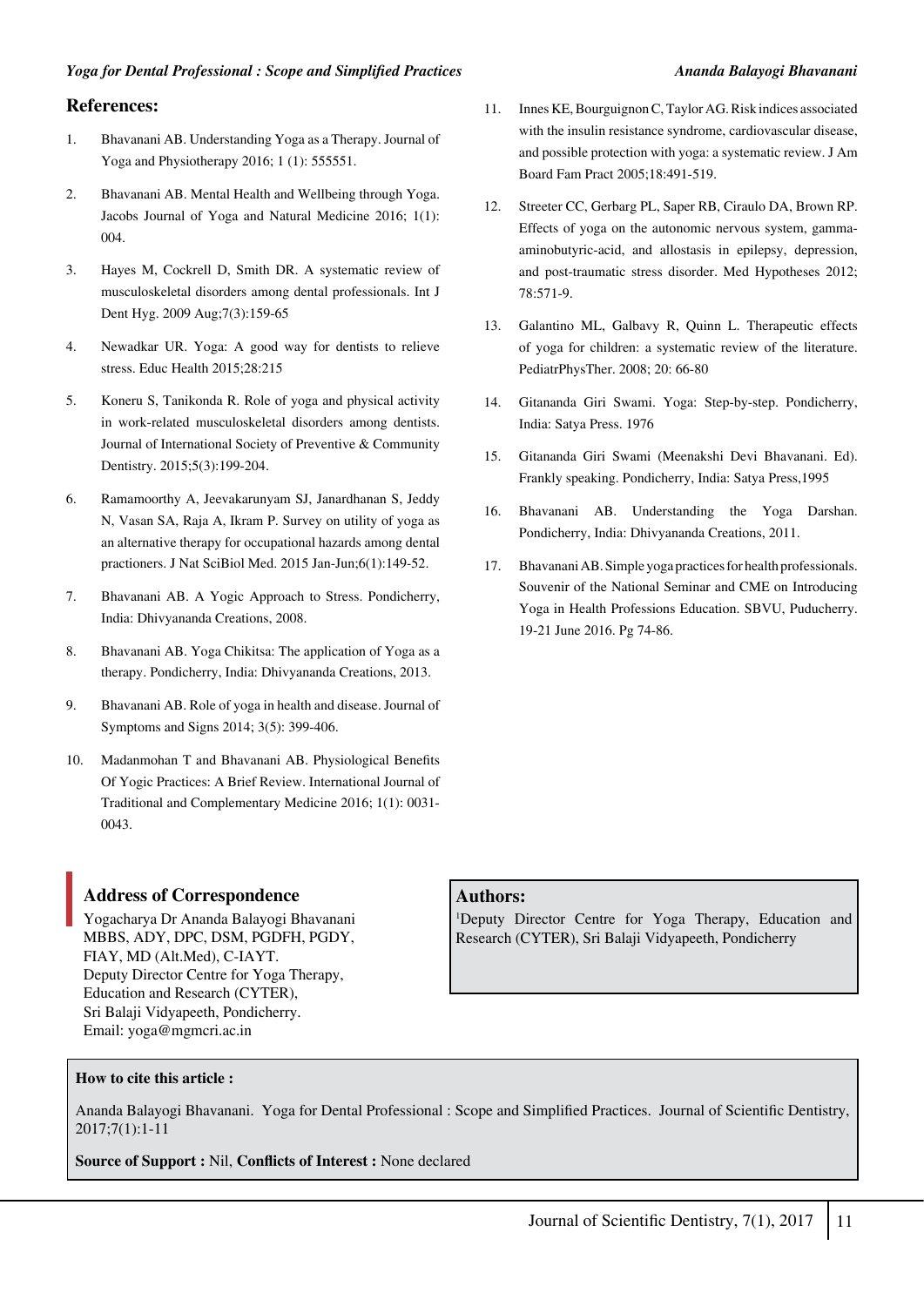## References:

1. Bhavanani AB. Understanding Yoga as a Therapy. Journal of Yoga and Physiotherapy 2016; 1 (1): 555551.
2. Bhavanani AB. Mental Health and Wellbeing through Yoga. Jacobs Journal of Yoga and Natural Medicine 2016; 1(1): 004.
3. Hayes M, Cockrell D, Smith DR. A systematic review of musculoskeletal disorders among dental professionals. Int J Dent Hyg. 2009 Aug;7(3):159-65
4. Newadkar UR. Yoga: A good way for dentists to relieve stress. Educ Health 2015;28:215
5. Koneru S, Tanikonda R. Role of yoga and physical activity in work-related musculoskeletal disorders among dentists. Journal of International Society of Preventive & Community Dentistry. 2015;5(3):199-204.
6. Ramamoorthy A, Jeevakarunyam SJ, Janardhanan S, Jeddy N, Vasan SA, Raja A, Ikram P. Survey on utility of yoga as an alternative therapy for occupational hazards among dental practioners. J Nat SciBiol Med. 2015 Jan-Jun;6(1):149-52.
7. Bhavanani AB. A Yogic Approach to Stress. Pondicherry, India: Dhivyananda Creations, 2008.
8. Bhavanani AB. Yoga Chikitsa: The application of Yoga as a therapy. Pondicherry, India: Dhivyananda Creations, 2013.
9. Bhavanani AB. Role of yoga in health and disease. Journal of Symptoms and Signs 2014; 3(5): 399-406.
10. Madanmohan T and Bhavanani AB. Physiological Benefits Of Yogic Practices: A Brief Review. International Journal of Traditional and Complementary Medicine 2016; 1(1): 0031-0043.
11. Innes KE, Bourguignon C, Taylor AG. Risk indices associated with the insulin resistance syndrome, cardiovascular disease, and possible protection with yoga: a systematic review. J Am Board Fam Pract 2005;18:491-519.
12. Streeter CC, Gerbarg PL, Saper RB, Ciraulo DA, Brown RP. Effects of yoga on the autonomic nervous system, gamma-aminobutyric-acid, and allostasis in epilepsy, depression, and post-traumatic stress disorder. Med Hypotheses 2012; 78:571-9.
13. Galantino ML, Galbavy R, Quinn L. Therapeutic effects of yoga for children: a systematic review of the literature. PediatrPhysTher. 2008; 20: 66-80
14. Gitananda Giri Swami. Yoga: Step-by-step. Pondicherry, India: Satya Press. 1976
15. Gitananda Giri Swami (Meenakshi Devi Bhavanani. Ed). Frankly speaking. Pondicherry, India: Satya Press,1995
16. Bhavanani AB. Understanding the Yoga Darshan. Pondicherry, India: Dhivyananda Creations, 2011.
17. Bhavanani AB. Simple yoga practices for health professionals. Souvenir of the National Seminar and CME on Introducing Yoga in Health Professions Education. SBVU, Puducherry. 19-21 June 2016. Pg 74-86.

### Address of Correspondence

Yogacharya Dr Ananda Balayogi Bhavanani
MBBS, ADY, DPC, DSM, PGDFH, PGDY, FIAY, MD (Alt.Med), C-IAYT.
Deputy Director Centre for Yoga Therapy, Education and Research (CYTER),
Sri Balaji Vidyapeeth, Pondicherry.
Email: yoga@mgmcri.ac.in

### Authors:

[1]Deputy Director Centre for Yoga Therapy, Education and Research (CYTER), Sri Balaji Vidyapeeth, Pondicherry

**How to cite this article :**

Ananda Balayogi Bhavanani. Yoga for Dental Professional : Scope and Simplified Practices. Journal of Scientific Dentistry, 2017;7(1):1-11

**Source of Support :** Nil, **Conflicts of Interest :** None declared